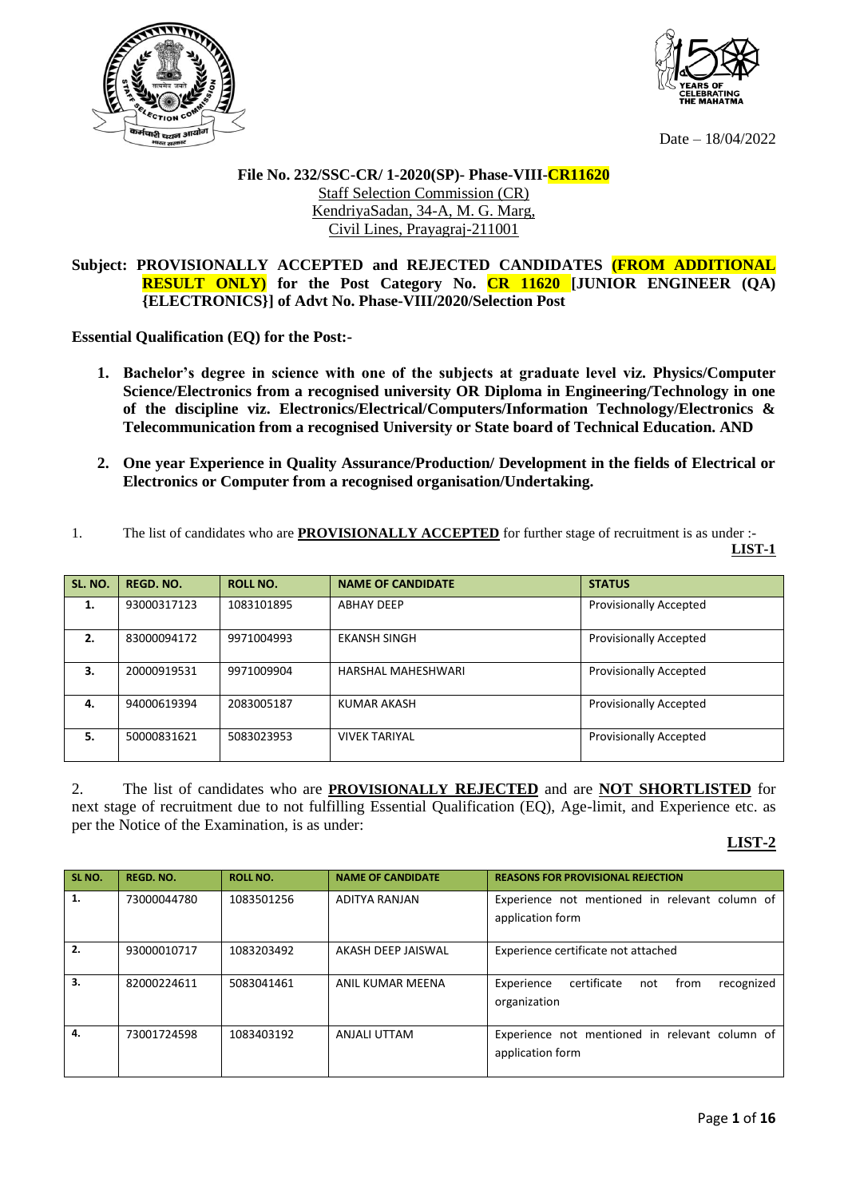Date – 18/04/2022

**File No. 232/SSC-CR/ 1-2020(SP)- Phase-VIII-CR11620**
Staff Selection Commission (CR)
KendriyaSadan, 34-A, M. G. Marg,
Civil Lines, Prayagraj-211001

**Subject: PROVISIONALLY ACCEPTED and REJECTED CANDIDATES (FROM ADDITIONAL RESULT ONLY) for the Post Category No. CR 11620 [JUNIOR ENGINEER (QA) {ELECTRONICS}] of Advt No. Phase-VIII/2020/Selection Post**

**Essential Qualification (EQ) for the Post:-**

1. **Bachelor's degree in science with one of the subjects at graduate level viz. Physics/Computer Science/Electronics from a recognised university OR Diploma in Engineering/Technology in one of the discipline viz. Electronics/Electrical/Computers/Information Technology/Electronics & Telecommunication from a recognised University or State board of Technical Education. AND**

2. **One year Experience in Quality Assurance/Production/ Development in the fields of Electrical or Electronics or Computer from a recognised organisation/Undertaking.**

1. The list of candidates who are **PROVISIONALLY ACCEPTED** for further stage of recruitment is as under :-

**LIST-1**

| SL. NO. | REGD. NO. | ROLL NO. | NAME OF CANDIDATE | STATUS |
|---|---|---|---|---|
| 1. | 93000317123 | 1083101895 | ABHAY DEEP | Provisionally Accepted |
| 2. | 83000094172 | 9971004993 | EKANSH SINGH | Provisionally Accepted |
| 3. | 20000919531 | 9971009904 | HARSHAL MAHESHWARI | Provisionally Accepted |
| 4. | 94000619394 | 2083005187 | KUMAR AKASH | Provisionally Accepted |
| 5. | 50000831621 | 5083023953 | VIVEK TARIYAL | Provisionally Accepted |

2. The list of candidates who are **PROVISIONALLY REJECTED** and are **NOT SHORTLISTED** for next stage of recruitment due to not fulfilling Essential Qualification (EQ), Age-limit, and Experience etc. as per the Notice of the Examination, is as under:

**LIST-2**

| SL NO. | REGD. NO. | ROLL NO. | NAME OF CANDIDATE | REASONS FOR PROVISIONAL REJECTION |
|---|---|---|---|---|
| 1. | 73000044780 | 1083501256 | ADITYA RANJAN | Experience not mentioned in relevant column of application form |
| 2. | 93000010717 | 1083203492 | AKASH DEEP JAISWAL | Experience certificate not attached |
| 3. | 82000224611 | 5083041461 | ANIL KUMAR MEENA | Experience certificate not from recognized organization |
| 4. | 73001724598 | 1083403192 | ANJALI UTTAM | Experience not mentioned in relevant column of application form |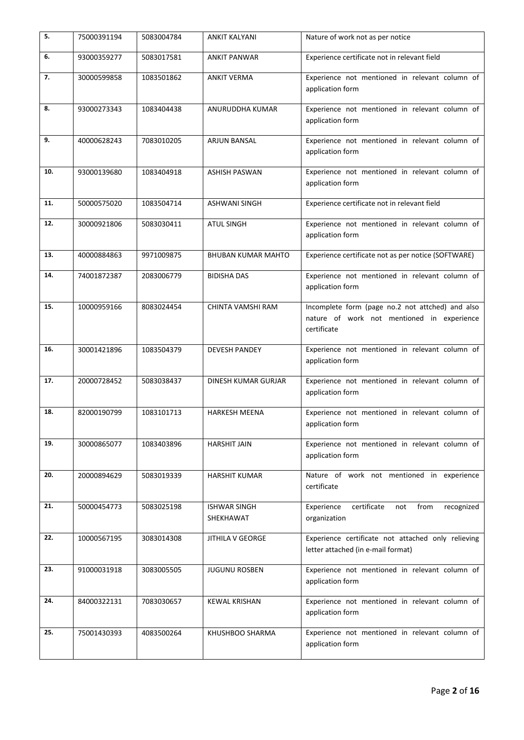| | | | | |
|---|---|---|---|---|
| 5. | 75000391194 | 5083004784 | ANKIT KALYANI | Nature of work not as per notice |
| 6. | 93000359277 | 5083017581 | ANKIT PANWAR | Experience certificate not in relevant field |
| 7. | 30000599858 | 1083501862 | ANKIT VERMA | Experience not mentioned in relevant column of application form |
| 8. | 93000273343 | 1083404438 | ANURUDDHA KUMAR | Experience not mentioned in relevant column of application form |
| 9. | 40000628243 | 7083010205 | ARJUN BANSAL | Experience not mentioned in relevant column of application form |
| 10. | 93000139680 | 1083404918 | ASHISH PASWAN | Experience not mentioned in relevant column of application form |
| 11. | 50000575020 | 1083504714 | ASHWANI SINGH | Experience certificate not in relevant field |
| 12. | 30000921806 | 5083030411 | ATUL SINGH | Experience not mentioned in relevant column of application form |
| 13. | 40000884863 | 9971009875 | BHUBAN KUMAR MAHTO | Experience certificate not as per notice (SOFTWARE) |
| 14. | 74001872387 | 2083006779 | BIDISHA DAS | Experience not mentioned in relevant column of application form |
| 15. | 10000959166 | 8083024454 | CHINTA VAMSHI RAM | Incomplete form (page no.2 not attched) and also nature of work not mentioned in experience certificate |
| 16. | 30001421896 | 1083504379 | DEVESH PANDEY | Experience not mentioned in relevant column of application form |
| 17. | 20000728452 | 5083038437 | DINESH KUMAR GURJAR | Experience not mentioned in relevant column of application form |
| 18. | 82000190799 | 1083101713 | HARKESH MEENA | Experience not mentioned in relevant column of application form |
| 19. | 30000865077 | 1083403896 | HARSHIT JAIN | Experience not mentioned in relevant column of application form |
| 20. | 20000894629 | 5083019339 | HARSHIT KUMAR | Nature of work not mentioned in experience certificate |
| 21. | 50000454773 | 5083025198 | ISHWAR SINGH SHEKHAWAT | Experience certificate not from recognized organization |
| 22. | 10000567195 | 3083014308 | JITHILA V GEORGE | Experience certificate not attached only relieving letter attached (in e-mail format) |
| 23. | 91000031918 | 3083005505 | JUGUNU ROSBEN | Experience not mentioned in relevant column of application form |
| 24. | 84000322131 | 7083030657 | KEWAL KRISHAN | Experience not mentioned in relevant column of application form |
| 25. | 75001430393 | 4083500264 | KHUSHBOO SHARMA | Experience not mentioned in relevant column of application form |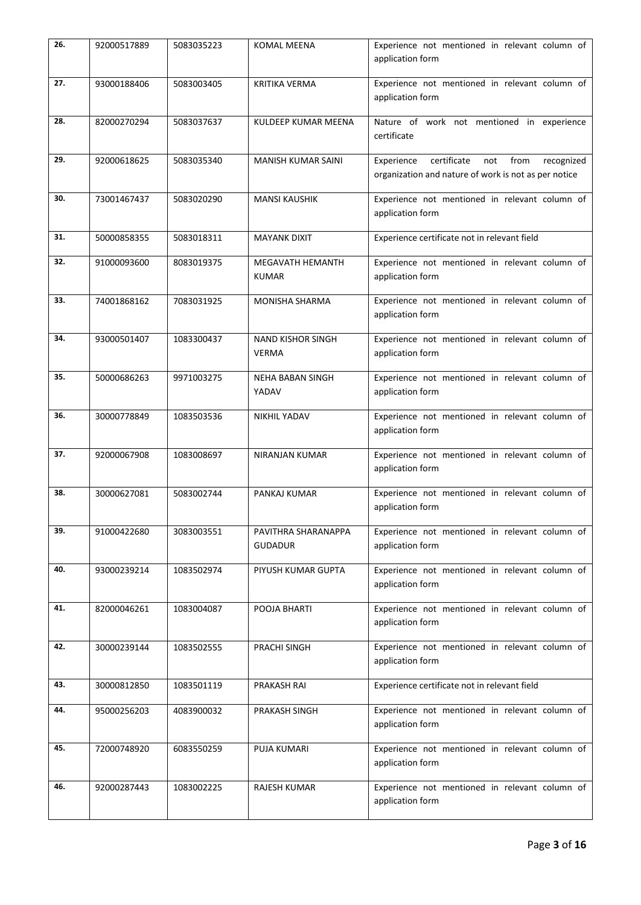| 26. | 92000517889 | 5083035223 | KOMAL MEENA | Experience not mentioned in relevant column of application form |
|---|---|---|---|---|
| 27. | 93000188406 | 5083003405 | KRITIKA VERMA | Experience not mentioned in relevant column of application form |
| 28. | 82000270294 | 5083037637 | KULDEEP KUMAR MEENA | Nature of work not mentioned in experience certificate |
| 29. | 92000618625 | 5083035340 | MANISH KUMAR SAINI | Experience certificate not from recognized organization and nature of work is not as per notice |
| 30. | 73001467437 | 5083020290 | MANSI KAUSHIK | Experience not mentioned in relevant column of application form |
| 31. | 50000858355 | 5083018311 | MAYANK DIXIT | Experience certificate not in relevant field |
| 32. | 91000093600 | 8083019375 | MEGAVATH HEMANTH KUMAR | Experience not mentioned in relevant column of application form |
| 33. | 74001868162 | 7083031925 | MONISHA SHARMA | Experience not mentioned in relevant column of application form |
| 34. | 93000501407 | 1083300437 | NAND KISHOR SINGH VERMA | Experience not mentioned in relevant column of application form |
| 35. | 50000686263 | 9971003275 | NEHA BABAN SINGH YADAV | Experience not mentioned in relevant column of application form |
| 36. | 30000778849 | 1083503536 | NIKHIL YADAV | Experience not mentioned in relevant column of application form |
| 37. | 92000067908 | 1083008697 | NIRANJAN KUMAR | Experience not mentioned in relevant column of application form |
| 38. | 30000627081 | 5083002744 | PANKAJ KUMAR | Experience not mentioned in relevant column of application form |
| 39. | 91000422680 | 3083003551 | PAVITHRA SHARANAPPA GUDADUR | Experience not mentioned in relevant column of application form |
| 40. | 93000239214 | 1083502974 | PIYUSH KUMAR GUPTA | Experience not mentioned in relevant column of application form |
| 41. | 82000046261 | 1083004087 | POOJA BHARTI | Experience not mentioned in relevant column of application form |
| 42. | 30000239144 | 1083502555 | PRACHI SINGH | Experience not mentioned in relevant column of application form |
| 43. | 30000812850 | 1083501119 | PRAKASH RAI | Experience certificate not in relevant field |
| 44. | 95000256203 | 4083900032 | PRAKASH SINGH | Experience not mentioned in relevant column of application form |
| 45. | 72000748920 | 6083550259 | PUJA KUMARI | Experience not mentioned in relevant column of application form |
| 46. | 92000287443 | 1083002225 | RAJESH KUMAR | Experience not mentioned in relevant column of application form |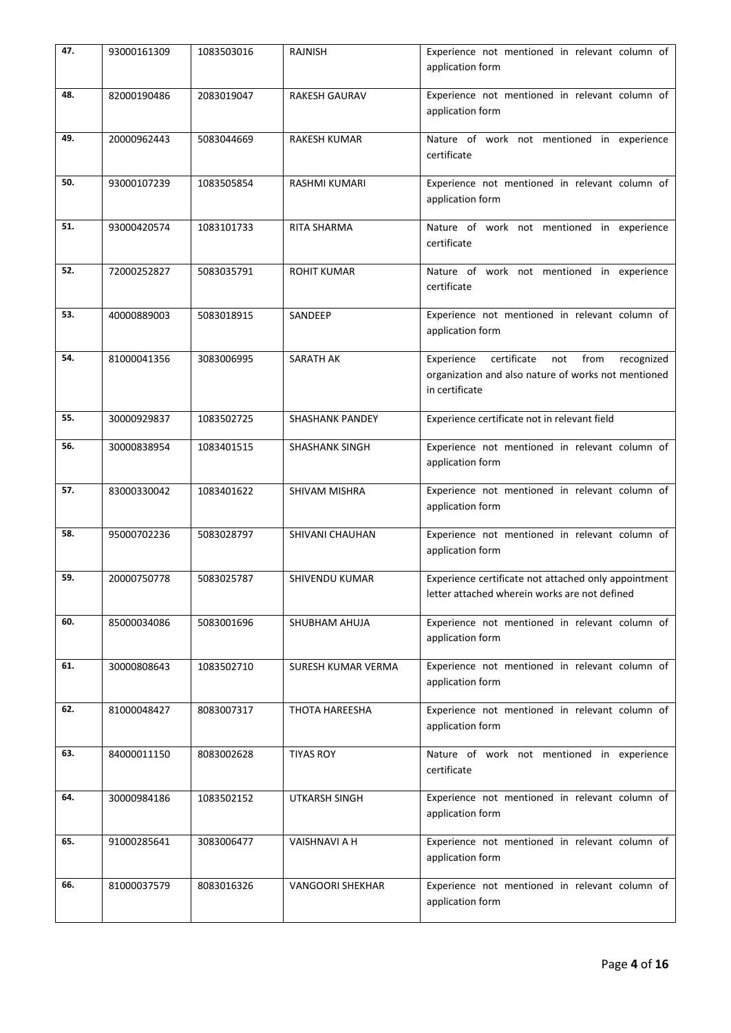| 47. | 93000161309 | 1083503016 | RAJNISH | Experience not mentioned in relevant column of application form |
|---|---|---|---|---|
| 48. | 82000190486 | 2083019047 | RAKESH GAURAV | Experience not mentioned in relevant column of application form |
| 49. | 20000962443 | 5083044669 | RAKESH KUMAR | Nature of work not mentioned in experience certificate |
| 50. | 93000107239 | 1083505854 | RASHMI KUMARI | Experience not mentioned in relevant column of application form |
| 51. | 93000420574 | 1083101733 | RITA SHARMA | Nature of work not mentioned in experience certificate |
| 52. | 72000252827 | 5083035791 | ROHIT KUMAR | Nature of work not mentioned in experience certificate |
| 53. | 40000889003 | 5083018915 | SANDEEP | Experience not mentioned in relevant column of application form |
| 54. | 81000041356 | 3083006995 | SARATH AK | Experience certificate not from recognized organization and also nature of works not mentioned in certificate |
| 55. | 30000929837 | 1083502725 | SHASHANK PANDEY | Experience certificate not in relevant field |
| 56. | 30000838954 | 1083401515 | SHASHANK SINGH | Experience not mentioned in relevant column of application form |
| 57. | 83000330042 | 1083401622 | SHIVAM MISHRA | Experience not mentioned in relevant column of application form |
| 58. | 95000702236 | 5083028797 | SHIVANI CHAUHAN | Experience not mentioned in relevant column of application form |
| 59. | 20000750778 | 5083025787 | SHIVENDU KUMAR | Experience certificate not attached only appointment letter attached wherein works are not defined |
| 60. | 85000034086 | 5083001696 | SHUBHAM AHUJA | Experience not mentioned in relevant column of application form |
| 61. | 30000808643 | 1083502710 | SURESH KUMAR VERMA | Experience not mentioned in relevant column of application form |
| 62. | 81000048427 | 8083007317 | THOTA HAREESHA | Experience not mentioned in relevant column of application form |
| 63. | 84000011150 | 8083002628 | TIYAS ROY | Nature of work not mentioned in experience certificate |
| 64. | 30000984186 | 1083502152 | UTKARSH SINGH | Experience not mentioned in relevant column of application form |
| 65. | 91000285641 | 3083006477 | VAISHNAVI A H | Experience not mentioned in relevant column of application form |
| 66. | 81000037579 | 8083016326 | VANGOORI SHEKHAR | Experience not mentioned in relevant column of application form |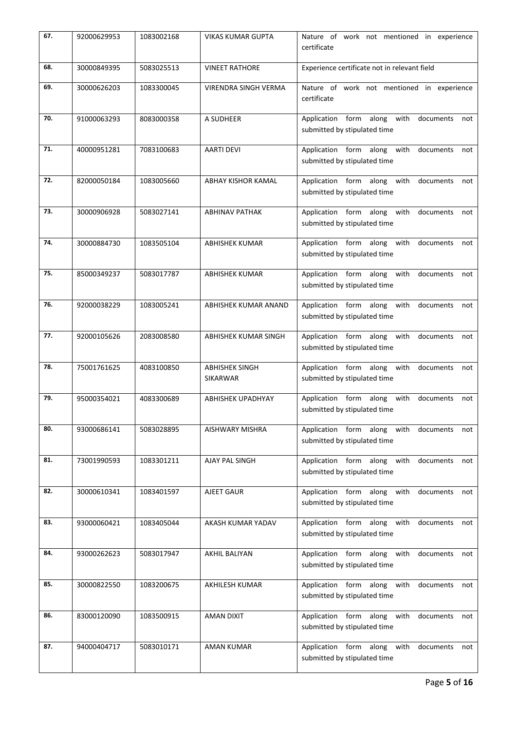| 67. | 92000629953 | 1083002168 | VIKAS KUMAR GUPTA | Nature of work not mentioned in experience certificate |
|---|---|---|---|---|
| 68. | 30000849395 | 5083025513 | VINEET RATHORE | Experience certificate not in relevant field |
| 69. | 30000626203 | 1083300045 | VIRENDRA SINGH VERMA | Nature of work not mentioned in experience certificate |
| 70. | 91000063293 | 8083000358 | A SUDHEER | Application form along with documents not submitted by stipulated time |
| 71. | 40000951281 | 7083100683 | AARTI DEVI | Application form along with documents not submitted by stipulated time |
| 72. | 82000050184 | 1083005660 | ABHAY KISHOR KAMAL | Application form along with documents not submitted by stipulated time |
| 73. | 30000906928 | 5083027141 | ABHINAV PATHAK | Application form along with documents not submitted by stipulated time |
| 74. | 30000884730 | 1083505104 | ABHISHEK KUMAR | Application form along with documents not submitted by stipulated time |
| 75. | 85000349237 | 5083017787 | ABHISHEK KUMAR | Application form along with documents not submitted by stipulated time |
| 76. | 92000038229 | 1083005241 | ABHISHEK KUMAR ANAND | Application form along with documents not submitted by stipulated time |
| 77. | 92000105626 | 2083008580 | ABHISHEK KUMAR SINGH | Application form along with documents not submitted by stipulated time |
| 78. | 75001761625 | 4083100850 | ABHISHEK SINGH SIKARWAR | Application form along with documents not submitted by stipulated time |
| 79. | 95000354021 | 4083300689 | ABHISHEK UPADHYAY | Application form along with documents not submitted by stipulated time |
| 80. | 93000686141 | 5083028895 | AISHWARY MISHRA | Application form along with documents not submitted by stipulated time |
| 81. | 73001990593 | 1083301211 | AJAY PAL SINGH | Application form along with documents not submitted by stipulated time |
| 82. | 30000610341 | 1083401597 | AJEET GAUR | Application form along with documents not submitted by stipulated time |
| 83. | 93000060421 | 1083405044 | AKASH KUMAR YADAV | Application form along with documents not submitted by stipulated time |
| 84. | 93000262623 | 5083017947 | AKHIL BALIYAN | Application form along with documents not submitted by stipulated time |
| 85. | 30000822550 | 1083200675 | AKHILESH KUMAR | Application form along with documents not submitted by stipulated time |
| 86. | 83000120090 | 1083500915 | AMAN DIXIT | Application form along with documents not submitted by stipulated time |
| 87. | 94000404717 | 5083010171 | AMAN KUMAR | Application form along with documents not submitted by stipulated time |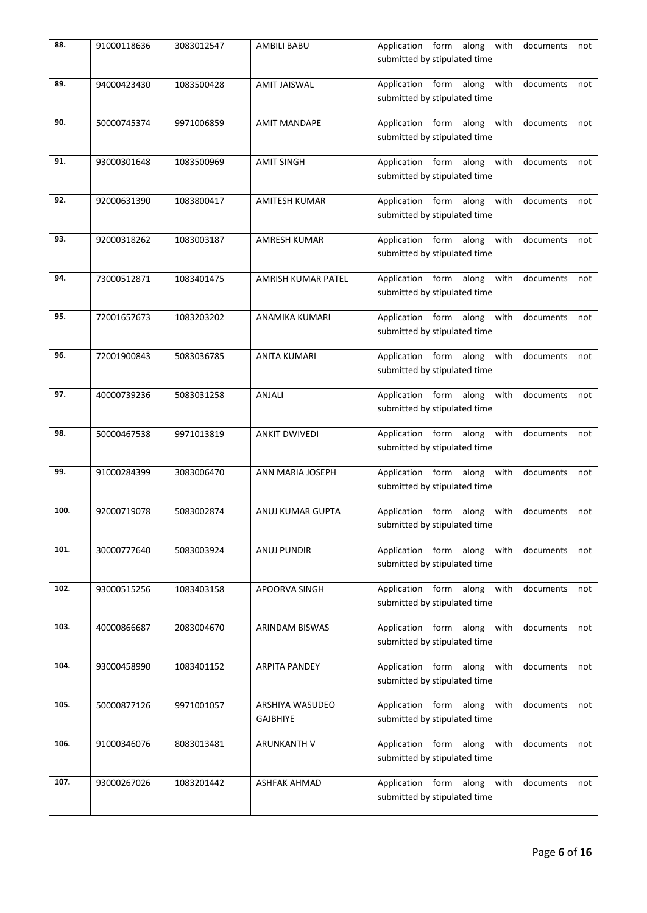| 88. | 91000118636 | 3083012547 | AMBILI BABU | Application form along with documents not submitted by stipulated time |
|---|---|---|---|---|
| 89. | 94000423430 | 1083500428 | AMIT JAISWAL | Application form along with documents not submitted by stipulated time |
| 90. | 50000745374 | 9971006859 | AMIT MANDAPE | Application form along with documents not submitted by stipulated time |
| 91. | 93000301648 | 1083500969 | AMIT SINGH | Application form along with documents not submitted by stipulated time |
| 92. | 92000631390 | 1083800417 | AMITESH KUMAR | Application form along with documents not submitted by stipulated time |
| 93. | 92000318262 | 1083003187 | AMRESH KUMAR | Application form along with documents not submitted by stipulated time |
| 94. | 73000512871 | 1083401475 | AMRISH KUMAR PATEL | Application form along with documents not submitted by stipulated time |
| 95. | 72001657673 | 1083203202 | ANAMIKA KUMARI | Application form along with documents not submitted by stipulated time |
| 96. | 72001900843 | 5083036785 | ANITA KUMARI | Application form along with documents not submitted by stipulated time |
| 97. | 40000739236 | 5083031258 | ANJALI | Application form along with documents not submitted by stipulated time |
| 98. | 50000467538 | 9971013819 | ANKIT DWIVEDI | Application form along with documents not submitted by stipulated time |
| 99. | 91000284399 | 3083006470 | ANN MARIA JOSEPH | Application form along with documents not submitted by stipulated time |
| 100. | 92000719078 | 5083002874 | ANUJ KUMAR GUPTA | Application form along with documents not submitted by stipulated time |
| 101. | 30000777640 | 5083003924 | ANUJ PUNDIR | Application form along with documents not submitted by stipulated time |
| 102. | 93000515256 | 1083403158 | APOORVA SINGH | Application form along with documents not submitted by stipulated time |
| 103. | 40000866687 | 2083004670 | ARINDAM BISWAS | Application form along with documents not submitted by stipulated time |
| 104. | 93000458990 | 1083401152 | ARPITA PANDEY | Application form along with documents not submitted by stipulated time |
| 105. | 50000877126 | 9971001057 | ARSHIYA WASUDEO GAJBHIYE | Application form along with documents not submitted by stipulated time |
| 106. | 91000346076 | 8083013481 | ARUNKANTH V | Application form along with documents not submitted by stipulated time |
| 107. | 93000267026 | 1083201442 | ASHFAK AHMAD | Application form along with documents not submitted by stipulated time |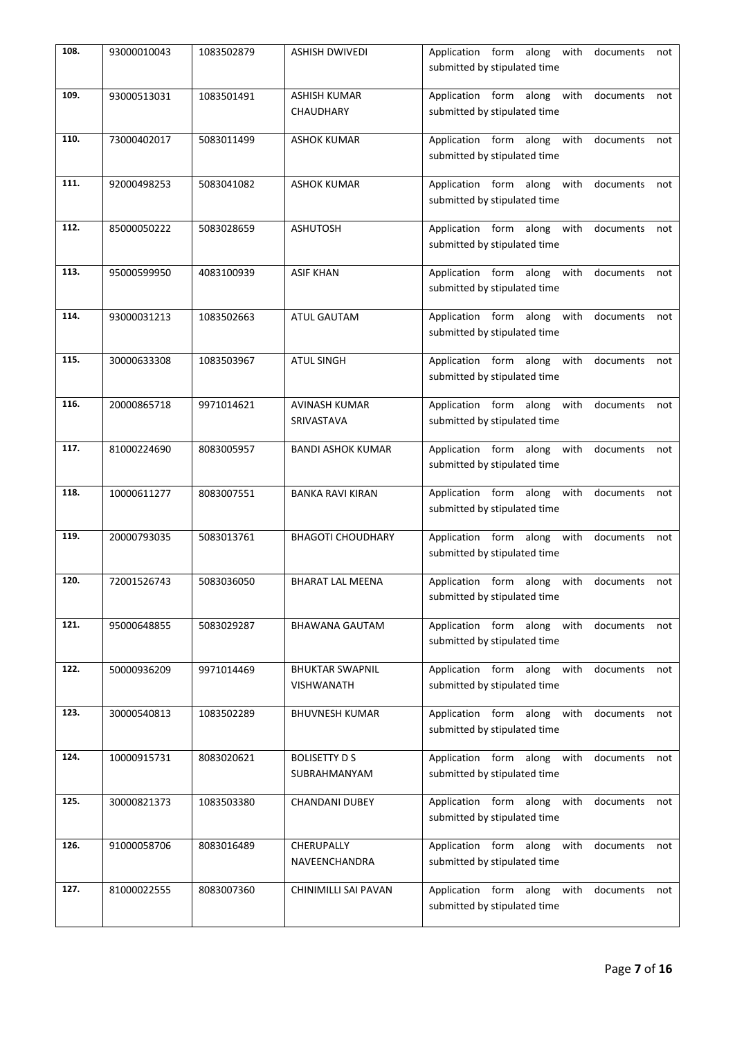| 108. | 93000010043 | 1083502879 | ASHISH DWIVEDI | Application form along with documents not submitted by stipulated time |
|---|---|---|---|---|
| 109. | 93000513031 | 1083501491 | ASHISH KUMAR CHAUDHARY | Application form along with documents not submitted by stipulated time |
| 110. | 73000402017 | 5083011499 | ASHOK KUMAR | Application form along with documents not submitted by stipulated time |
| 111. | 92000498253 | 5083041082 | ASHOK KUMAR | Application form along with documents not submitted by stipulated time |
| 112. | 85000050222 | 5083028659 | ASHUTOSH | Application form along with documents not submitted by stipulated time |
| 113. | 95000599950 | 4083100939 | ASIF KHAN | Application form along with documents not submitted by stipulated time |
| 114. | 93000031213 | 1083502663 | ATUL GAUTAM | Application form along with documents not submitted by stipulated time |
| 115. | 30000633308 | 1083503967 | ATUL SINGH | Application form along with documents not submitted by stipulated time |
| 116. | 20000865718 | 9971014621 | AVINASH KUMAR SRIVASTAVA | Application form along with documents not submitted by stipulated time |
| 117. | 81000224690 | 8083005957 | BANDI ASHOK KUMAR | Application form along with documents not submitted by stipulated time |
| 118. | 10000611277 | 8083007551 | BANKA RAVI KIRAN | Application form along with documents not submitted by stipulated time |
| 119. | 20000793035 | 5083013761 | BHAGOTI CHOUDHARY | Application form along with documents not submitted by stipulated time |
| 120. | 72001526743 | 5083036050 | BHARAT LAL MEENA | Application form along with documents not submitted by stipulated time |
| 121. | 95000648855 | 5083029287 | BHAWANA GAUTAM | Application form along with documents not submitted by stipulated time |
| 122. | 50000936209 | 9971014469 | BHUKTAR SWAPNIL VISHWANATH | Application form along with documents not submitted by stipulated time |
| 123. | 30000540813 | 1083502289 | BHUVNESH KUMAR | Application form along with documents not submitted by stipulated time |
| 124. | 10000915731 | 8083020621 | BOLISETTY D S SUBRAHMANYAM | Application form along with documents not submitted by stipulated time |
| 125. | 30000821373 | 1083503380 | CHANDANI DUBEY | Application form along with documents not submitted by stipulated time |
| 126. | 91000058706 | 8083016489 | CHERUPALLY NAVEENCHANDRA | Application form along with documents not submitted by stipulated time |
| 127. | 81000022555 | 8083007360 | CHINIMILLI SAI PAVAN | Application form along with documents not submitted by stipulated time |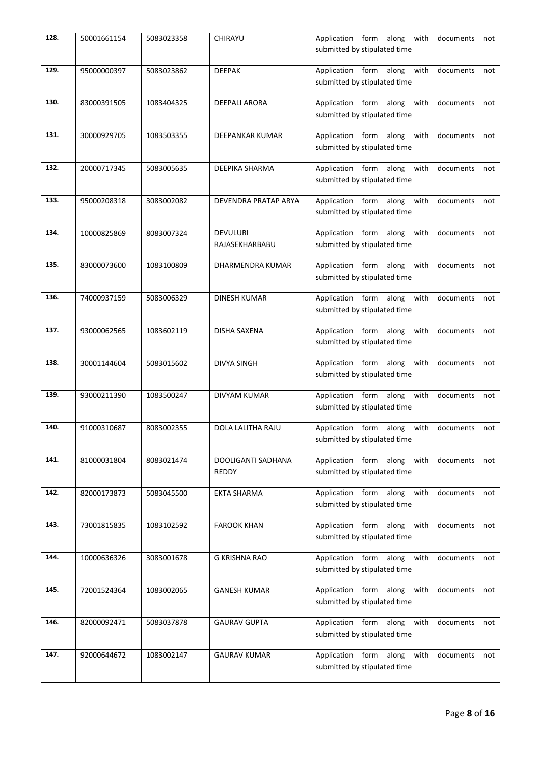| 128. | 50001661154 | 5083023358 | CHIRAYU | Application form along with documents not submitted by stipulated time |
|---|---|---|---|---|
| 129. | 95000000397 | 5083023862 | DEEPAK | Application form along with documents not submitted by stipulated time |
| 130. | 83000391505 | 1083404325 | DEEPALI ARORA | Application form along with documents not submitted by stipulated time |
| 131. | 30000929705 | 1083503355 | DEEPANKAR KUMAR | Application form along with documents not submitted by stipulated time |
| 132. | 20000717345 | 5083005635 | DEEPIKA SHARMA | Application form along with documents not submitted by stipulated time |
| 133. | 95000208318 | 3083002082 | DEVENDRA PRATAP ARYA | Application form along with documents not submitted by stipulated time |
| 134. | 10000825869 | 8083007324 | DEVULURI RAJASEKHARBABU | Application form along with documents not submitted by stipulated time |
| 135. | 83000073600 | 1083100809 | DHARMENDRA KUMAR | Application form along with documents not submitted by stipulated time |
| 136. | 74000937159 | 5083006329 | DINESH KUMAR | Application form along with documents not submitted by stipulated time |
| 137. | 93000062565 | 1083602119 | DISHA SAXENA | Application form along with documents not submitted by stipulated time |
| 138. | 30001144604 | 5083015602 | DIVYA SINGH | Application form along with documents not submitted by stipulated time |
| 139. | 93000211390 | 1083500247 | DIVYAM KUMAR | Application form along with documents not submitted by stipulated time |
| 140. | 91000310687 | 8083002355 | DOLA LALITHA RAJU | Application form along with documents not submitted by stipulated time |
| 141. | 81000031804 | 8083021474 | DOOLIGANTI SADHANA REDDY | Application form along with documents not submitted by stipulated time |
| 142. | 82000173873 | 5083045500 | EKTA SHARMA | Application form along with documents not submitted by stipulated time |
| 143. | 73001815835 | 1083102592 | FAROOK KHAN | Application form along with documents not submitted by stipulated time |
| 144. | 10000636326 | 3083001678 | G KRISHNA RAO | Application form along with documents not submitted by stipulated time |
| 145. | 72001524364 | 1083002065 | GANESH KUMAR | Application form along with documents not submitted by stipulated time |
| 146. | 82000092471 | 5083037878 | GAURAV GUPTA | Application form along with documents not submitted by stipulated time |
| 147. | 92000644672 | 1083002147 | GAURAV KUMAR | Application form along with documents not submitted by stipulated time |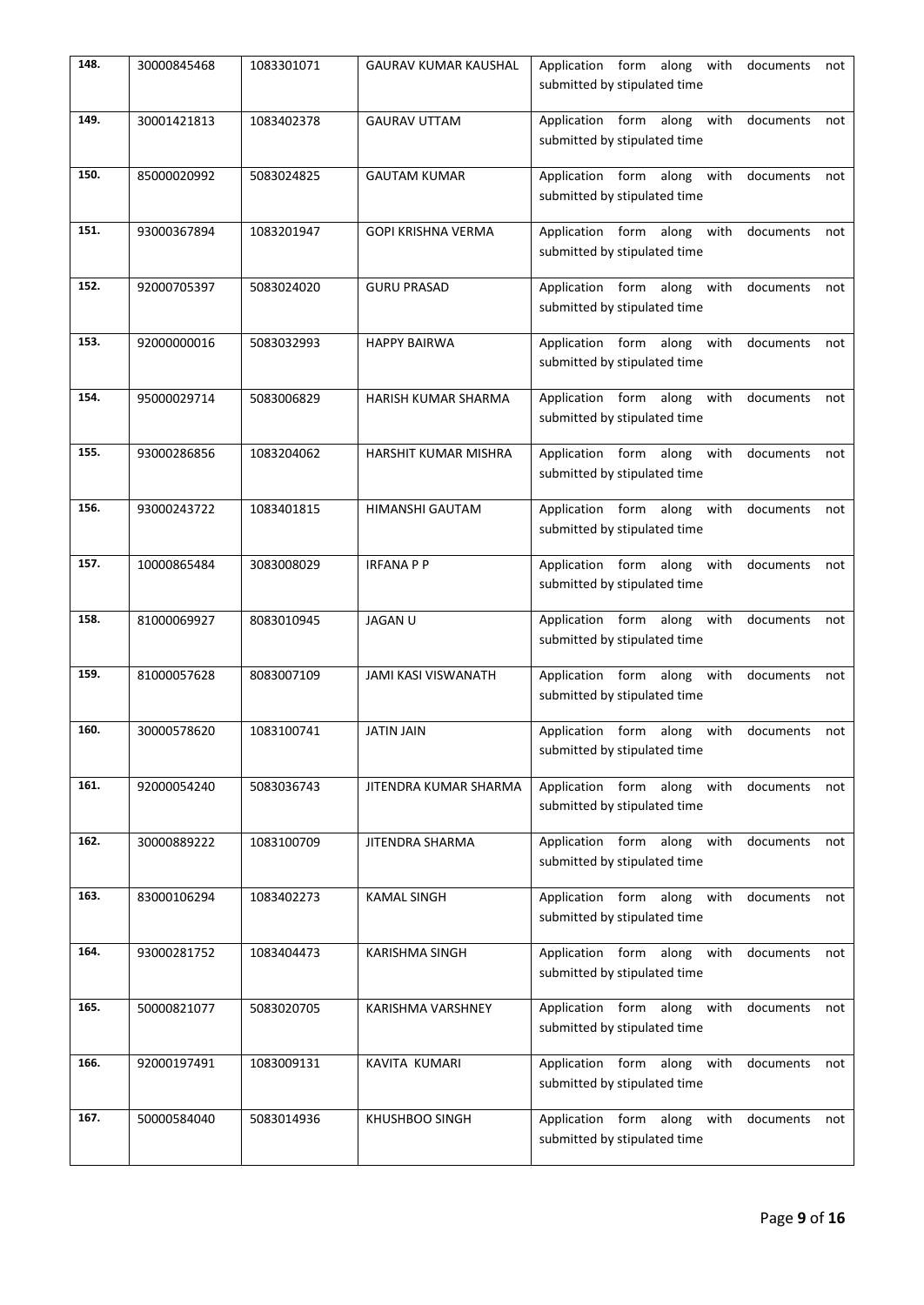| 148. | 30000845468 | 1083301071 | GAURAV KUMAR KAUSHAL | Application form along with documents not submitted by stipulated time |
|---|---|---|---|---|
| 149. | 30001421813 | 1083402378 | GAURAV UTTAM | Application form along with documents not submitted by stipulated time |
| 150. | 85000020992 | 5083024825 | GAUTAM KUMAR | Application form along with documents not submitted by stipulated time |
| 151. | 93000367894 | 1083201947 | GOPI KRISHNA VERMA | Application form along with documents not submitted by stipulated time |
| 152. | 92000705397 | 5083024020 | GURU PRASAD | Application form along with documents not submitted by stipulated time |
| 153. | 92000000016 | 5083032993 | HAPPY BAIRWA | Application form along with documents not submitted by stipulated time |
| 154. | 95000029714 | 5083006829 | HARISH KUMAR SHARMA | Application form along with documents not submitted by stipulated time |
| 155. | 93000286856 | 1083204062 | HARSHIT KUMAR MISHRA | Application form along with documents not submitted by stipulated time |
| 156. | 93000243722 | 1083401815 | HIMANSHI GAUTAM | Application form along with documents not submitted by stipulated time |
| 157. | 10000865484 | 3083008029 | IRFANA P P | Application form along with documents not submitted by stipulated time |
| 158. | 81000069927 | 8083010945 | JAGAN U | Application form along with documents not submitted by stipulated time |
| 159. | 81000057628 | 8083007109 | JAMI KASI VISWANATH | Application form along with documents not submitted by stipulated time |
| 160. | 30000578620 | 1083100741 | JATIN JAIN | Application form along with documents not submitted by stipulated time |
| 161. | 92000054240 | 5083036743 | JITENDRA KUMAR SHARMA | Application form along with documents not submitted by stipulated time |
| 162. | 30000889222 | 1083100709 | JITENDRA SHARMA | Application form along with documents not submitted by stipulated time |
| 163. | 83000106294 | 1083402273 | KAMAL SINGH | Application form along with documents not submitted by stipulated time |
| 164. | 93000281752 | 1083404473 | KARISHMA SINGH | Application form along with documents not submitted by stipulated time |
| 165. | 50000821077 | 5083020705 | KARISHMA VARSHNEY | Application form along with documents not submitted by stipulated time |
| 166. | 92000197491 | 1083009131 | KAVITA KUMARI | Application form along with documents not submitted by stipulated time |
| 167. | 50000584040 | 5083014936 | KHUSHBOO SINGH | Application form along with documents not submitted by stipulated time |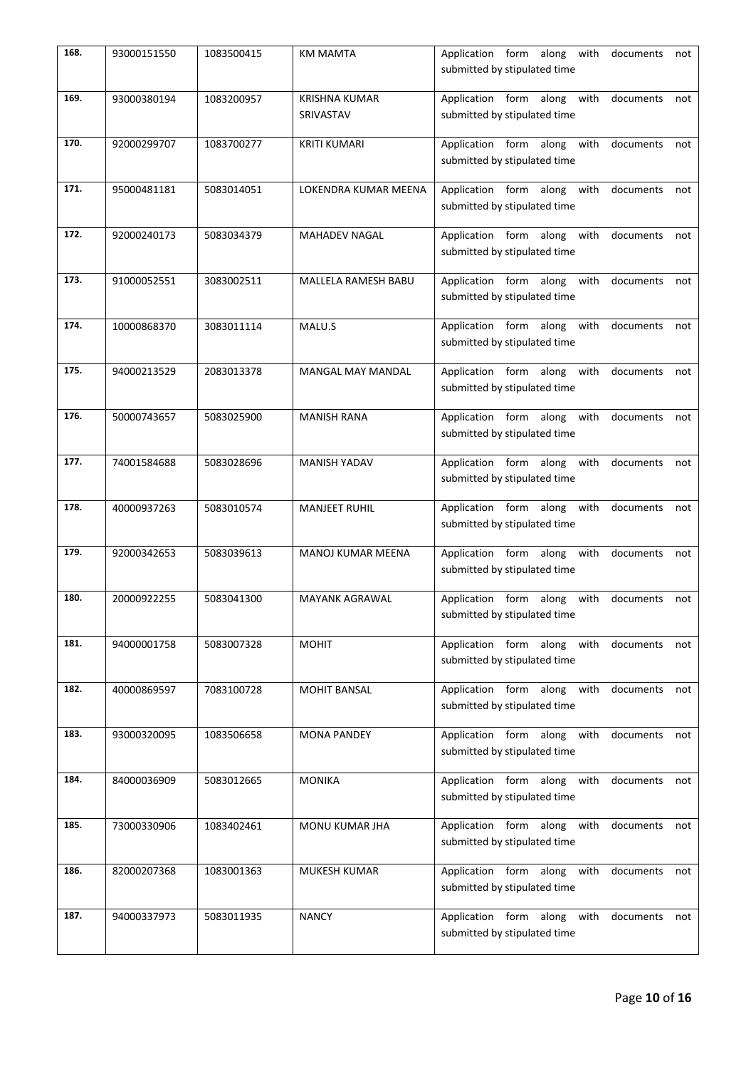| 168. | 93000151550 | 1083500415 | KM MAMTA | Application form along with documents not submitted by stipulated time |
|---|---|---|---|---|
| 169. | 93000380194 | 1083200957 | KRISHNA KUMAR SRIVASTAV | Application form along with documents not submitted by stipulated time |
| 170. | 92000299707 | 1083700277 | KRITI KUMARI | Application form along with documents not submitted by stipulated time |
| 171. | 95000481181 | 5083014051 | LOKENDRA KUMAR MEENA | Application form along with documents not submitted by stipulated time |
| 172. | 92000240173 | 5083034379 | MAHADEV NAGAL | Application form along with documents not submitted by stipulated time |
| 173. | 91000052551 | 3083002511 | MALLELA RAMESH BABU | Application form along with documents not submitted by stipulated time |
| 174. | 10000868370 | 3083011114 | MALU.S | Application form along with documents not submitted by stipulated time |
| 175. | 94000213529 | 2083013378 | MANGAL MAY MANDAL | Application form along with documents not submitted by stipulated time |
| 176. | 50000743657 | 5083025900 | MANISH RANA | Application form along with documents not submitted by stipulated time |
| 177. | 74001584688 | 5083028696 | MANISH YADAV | Application form along with documents not submitted by stipulated time |
| 178. | 40000937263 | 5083010574 | MANJEET RUHIL | Application form along with documents not submitted by stipulated time |
| 179. | 92000342653 | 5083039613 | MANOJ KUMAR MEENA | Application form along with documents not submitted by stipulated time |
| 180. | 20000922255 | 5083041300 | MAYANK AGRAWAL | Application form along with documents not submitted by stipulated time |
| 181. | 94000001758 | 5083007328 | MOHIT | Application form along with documents not submitted by stipulated time |
| 182. | 40000869597 | 7083100728 | MOHIT BANSAL | Application form along with documents not submitted by stipulated time |
| 183. | 93000320095 | 1083506658 | MONA PANDEY | Application form along with documents not submitted by stipulated time |
| 184. | 84000036909 | 5083012665 | MONIKA | Application form along with documents not submitted by stipulated time |
| 185. | 73000330906 | 1083402461 | MONU KUMAR JHA | Application form along with documents not submitted by stipulated time |
| 186. | 82000207368 | 1083001363 | MUKESH KUMAR | Application form along with documents not submitted by stipulated time |
| 187. | 94000337973 | 5083011935 | NANCY | Application form along with documents not submitted by stipulated time |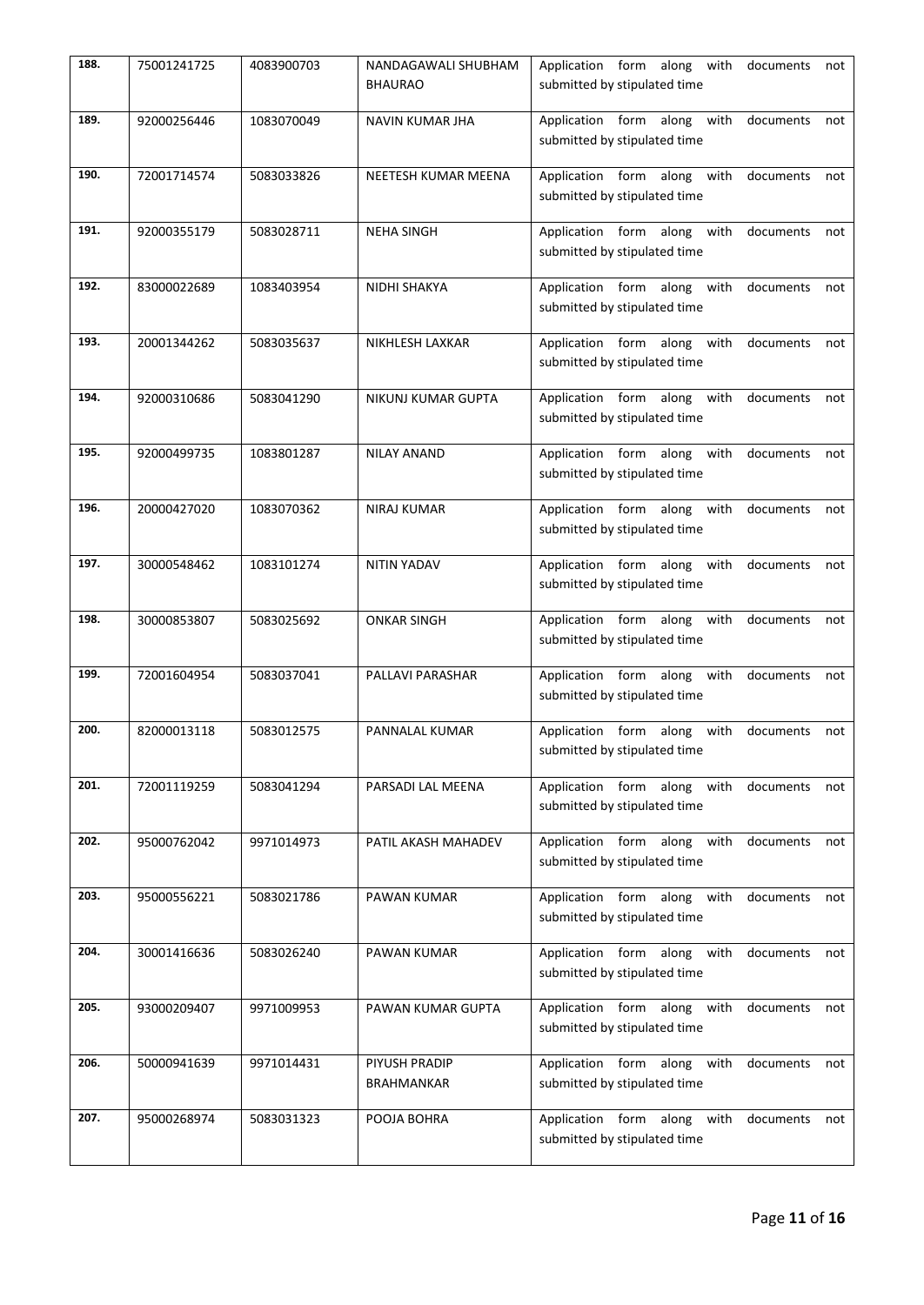| 188. | 75001241725 | 4083900703 | NANDAGAWALI SHUBHAM BHAURAO | Application form along with documents not submitted by stipulated time |
|---|---|---|---|---|
| 189. | 92000256446 | 1083070049 | NAVIN KUMAR JHA | Application form along with documents not submitted by stipulated time |
| 190. | 72001714574 | 5083033826 | NEETESH KUMAR MEENA | Application form along with documents not submitted by stipulated time |
| 191. | 92000355179 | 5083028711 | NEHA SINGH | Application form along with documents not submitted by stipulated time |
| 192. | 83000022689 | 1083403954 | NIDHI SHAKYA | Application form along with documents not submitted by stipulated time |
| 193. | 20001344262 | 5083035637 | NIKHLESH LAXKAR | Application form along with documents not submitted by stipulated time |
| 194. | 92000310686 | 5083041290 | NIKUNJ KUMAR GUPTA | Application form along with documents not submitted by stipulated time |
| 195. | 92000499735 | 1083801287 | NILAY ANAND | Application form along with documents not submitted by stipulated time |
| 196. | 20000427020 | 1083070362 | NIRAJ KUMAR | Application form along with documents not submitted by stipulated time |
| 197. | 30000548462 | 1083101274 | NITIN YADAV | Application form along with documents not submitted by stipulated time |
| 198. | 30000853807 | 5083025692 | ONKAR SINGH | Application form along with documents not submitted by stipulated time |
| 199. | 72001604954 | 5083037041 | PALLAVI PARASHAR | Application form along with documents not submitted by stipulated time |
| 200. | 82000013118 | 5083012575 | PANNALAL KUMAR | Application form along with documents not submitted by stipulated time |
| 201. | 72001119259 | 5083041294 | PARSADI LAL MEENA | Application form along with documents not submitted by stipulated time |
| 202. | 95000762042 | 9971014973 | PATIL AKASH MAHADEV | Application form along with documents not submitted by stipulated time |
| 203. | 95000556221 | 5083021786 | PAWAN KUMAR | Application form along with documents not submitted by stipulated time |
| 204. | 30001416636 | 5083026240 | PAWAN KUMAR | Application form along with documents not submitted by stipulated time |
| 205. | 93000209407 | 9971009953 | PAWAN KUMAR GUPTA | Application form along with documents not submitted by stipulated time |
| 206. | 50000941639 | 9971014431 | PIYUSH PRADIP BRAHMANKAR | Application form along with documents not submitted by stipulated time |
| 207. | 95000268974 | 5083031323 | POOJA BOHRA | Application form along with documents not submitted by stipulated time |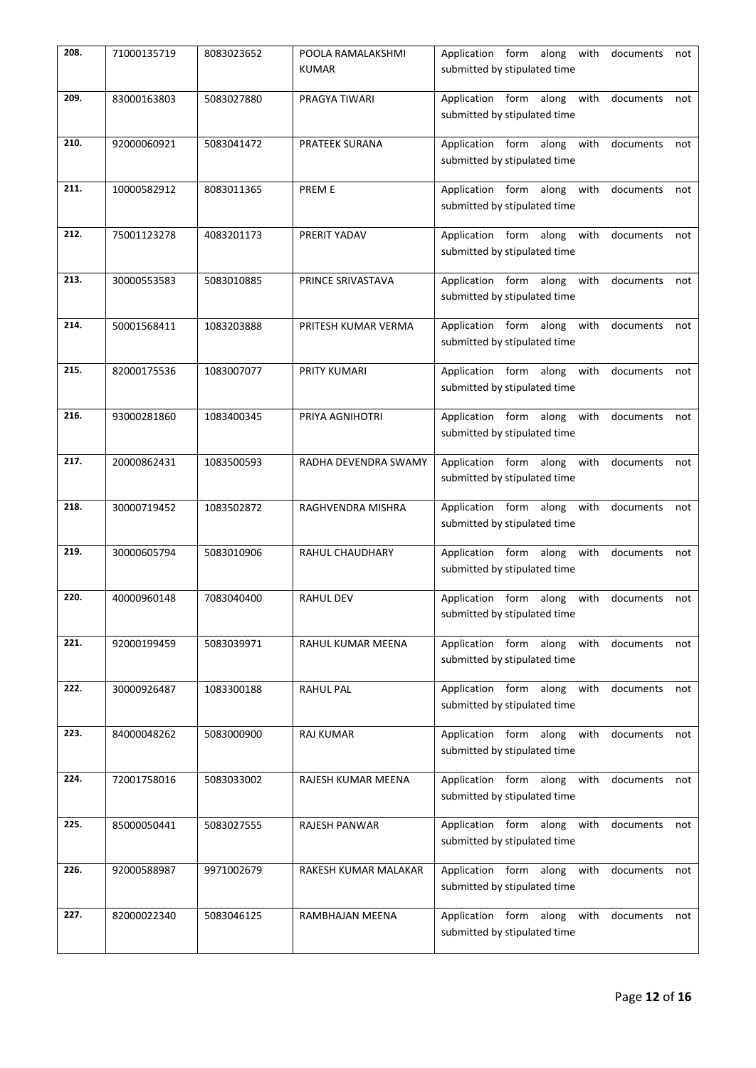| 208. | 71000135719 | 8083023652 | POOLA RAMALAKSHMI KUMAR | Application form along with documents not submitted by stipulated time |
|---|---|---|---|---|
| 209. | 83000163803 | 5083027880 | PRAGYA TIWARI | Application form along with documents not submitted by stipulated time |
| 210. | 92000060921 | 5083041472 | PRATEEK SURANA | Application form along with documents not submitted by stipulated time |
| 211. | 10000582912 | 8083011365 | PREM E | Application form along with documents not submitted by stipulated time |
| 212. | 75001123278 | 4083201173 | PRERIT YADAV | Application form along with documents not submitted by stipulated time |
| 213. | 30000553583 | 5083010885 | PRINCE SRIVASTAVA | Application form along with documents not submitted by stipulated time |
| 214. | 50001568411 | 1083203888 | PRITESH KUMAR VERMA | Application form along with documents not submitted by stipulated time |
| 215. | 82000175536 | 1083007077 | PRITY KUMARI | Application form along with documents not submitted by stipulated time |
| 216. | 93000281860 | 1083400345 | PRIYA AGNIHOTRI | Application form along with documents not submitted by stipulated time |
| 217. | 20000862431 | 1083500593 | RADHA DEVENDRA SWAMY | Application form along with documents not submitted by stipulated time |
| 218. | 30000719452 | 1083502872 | RAGHVENDRA MISHRA | Application form along with documents not submitted by stipulated time |
| 219. | 30000605794 | 5083010906 | RAHUL CHAUDHARY | Application form along with documents not submitted by stipulated time |
| 220. | 40000960148 | 7083040400 | RAHUL DEV | Application form along with documents not submitted by stipulated time |
| 221. | 92000199459 | 5083039971 | RAHUL KUMAR MEENA | Application form along with documents not submitted by stipulated time |
| 222. | 30000926487 | 1083300188 | RAHUL PAL | Application form along with documents not submitted by stipulated time |
| 223. | 84000048262 | 5083000900 | RAJ KUMAR | Application form along with documents not submitted by stipulated time |
| 224. | 72001758016 | 5083033002 | RAJESH KUMAR MEENA | Application form along with documents not submitted by stipulated time |
| 225. | 85000050441 | 5083027555 | RAJESH PANWAR | Application form along with documents not submitted by stipulated time |
| 226. | 92000588987 | 9971002679 | RAKESH KUMAR MALAKAR | Application form along with documents not submitted by stipulated time |
| 227. | 82000022340 | 5083046125 | RAMBHAJAN MEENA | Application form along with documents not submitted by stipulated time |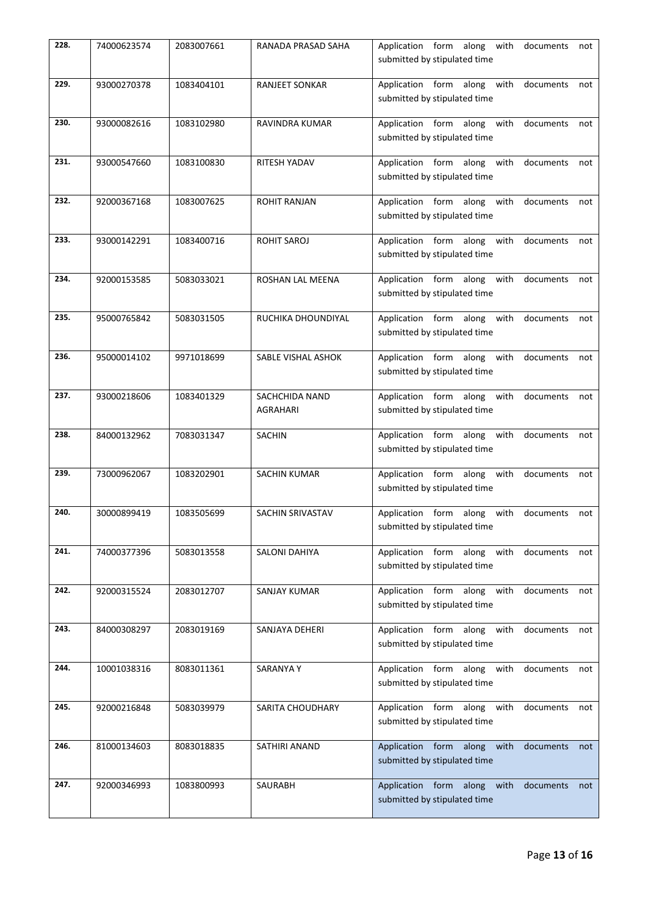| | | | | |
|---|---|---|---|---|
| 228. | 74000623574 | 2083007661 | RANADA PRASAD SAHA | Application form along with documents not submitted by stipulated time |
| 229. | 93000270378 | 1083404101 | RANJEET SONKAR | Application form along with documents not submitted by stipulated time |
| 230. | 93000082616 | 1083102980 | RAVINDRA KUMAR | Application form along with documents not submitted by stipulated time |
| 231. | 93000547660 | 1083100830 | RITESH YADAV | Application form along with documents not submitted by stipulated time |
| 232. | 92000367168 | 1083007625 | ROHIT RANJAN | Application form along with documents not submitted by stipulated time |
| 233. | 93000142291 | 1083400716 | ROHIT SAROJ | Application form along with documents not submitted by stipulated time |
| 234. | 92000153585 | 5083033021 | ROSHAN LAL MEENA | Application form along with documents not submitted by stipulated time |
| 235. | 95000765842 | 5083031505 | RUCHIKA DHOUNDIYAL | Application form along with documents not submitted by stipulated time |
| 236. | 95000014102 | 9971018699 | SABLE VISHAL ASHOK | Application form along with documents not submitted by stipulated time |
| 237. | 93000218606 | 1083401329 | SACHCHIDA NAND AGRAHARI | Application form along with documents not submitted by stipulated time |
| 238. | 84000132962 | 7083031347 | SACHIN | Application form along with documents not submitted by stipulated time |
| 239. | 73000962067 | 1083202901 | SACHIN KUMAR | Application form along with documents not submitted by stipulated time |
| 240. | 30000899419 | 1083505699 | SACHIN SRIVASTAV | Application form along with documents not submitted by stipulated time |
| 241. | 74000377396 | 5083013558 | SALONI DAHIYA | Application form along with documents not submitted by stipulated time |
| 242. | 92000315524 | 2083012707 | SANJAY KUMAR | Application form along with documents not submitted by stipulated time |
| 243. | 84000308297 | 2083019169 | SANJAYA DEHERI | Application form along with documents not submitted by stipulated time |
| 244. | 10001038316 | 8083011361 | SARANYA Y | Application form along with documents not submitted by stipulated time |
| 245. | 92000216848 | 5083039979 | SARITA CHOUDHARY | Application form along with documents not submitted by stipulated time |
| 246. | 81000134603 | 8083018835 | SATHIRI ANAND | Application form along with documents not submitted by stipulated time |
| 247. | 92000346993 | 1083800993 | SAURABH | Application form along with documents not submitted by stipulated time |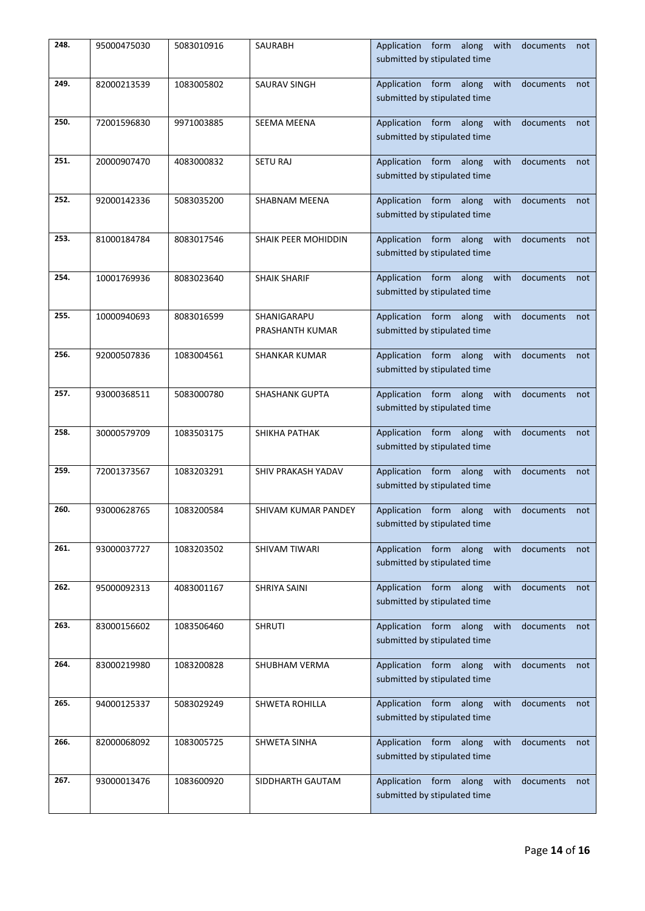| 248. | 95000475030 | 5083010916 | SAURABH | Application form along with documents not submitted by stipulated time |
|---|---|---|---|---|
| 249. | 82000213539 | 1083005802 | SAURAV SINGH | Application form along with documents not submitted by stipulated time |
| 250. | 72001596830 | 9971003885 | SEEMA MEENA | Application form along with documents not submitted by stipulated time |
| 251. | 20000907470 | 4083000832 | SETU RAJ | Application form along with documents not submitted by stipulated time |
| 252. | 92000142336 | 5083035200 | SHABNAM MEENA | Application form along with documents not submitted by stipulated time |
| 253. | 81000184784 | 8083017546 | SHAIK PEER MOHIDDIN | Application form along with documents not submitted by stipulated time |
| 254. | 10001769936 | 8083023640 | SHAIK SHARIF | Application form along with documents not submitted by stipulated time |
| 255. | 10000940693 | 8083016599 | SHANIGARAPU PRASHANTH KUMAR | Application form along with documents not submitted by stipulated time |
| 256. | 92000507836 | 1083004561 | SHANKAR KUMAR | Application form along with documents not submitted by stipulated time |
| 257. | 93000368511 | 5083000780 | SHASHANK GUPTA | Application form along with documents not submitted by stipulated time |
| 258. | 30000579709 | 1083503175 | SHIKHA PATHAK | Application form along with documents not submitted by stipulated time |
| 259. | 72001373567 | 1083203291 | SHIV PRAKASH YADAV | Application form along with documents not submitted by stipulated time |
| 260. | 93000628765 | 1083200584 | SHIVAM KUMAR PANDEY | Application form along with documents not submitted by stipulated time |
| 261. | 93000037727 | 1083203502 | SHIVAM TIWARI | Application form along with documents not submitted by stipulated time |
| 262. | 95000092313 | 4083001167 | SHRIYA SAINI | Application form along with documents not submitted by stipulated time |
| 263. | 83000156602 | 1083506460 | SHRUTI | Application form along with documents not submitted by stipulated time |
| 264. | 83000219980 | 1083200828 | SHUBHAM VERMA | Application form along with documents not submitted by stipulated time |
| 265. | 94000125337 | 5083029249 | SHWETA ROHILLA | Application form along with documents not submitted by stipulated time |
| 266. | 82000068092 | 1083005725 | SHWETA SINHA | Application form along with documents not submitted by stipulated time |
| 267. | 93000013476 | 1083600920 | SIDDHARTH GAUTAM | Application form along with documents not submitted by stipulated time |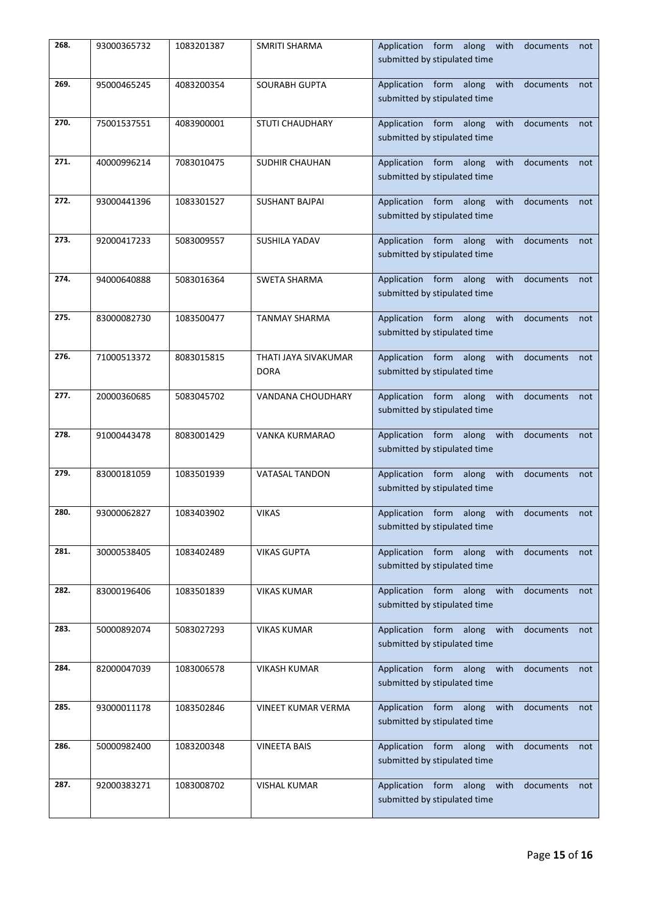| 268. | 93000365732 | 1083201387 | SMRITI SHARMA | Application form along with documents not submitted by stipulated time |
|---|---|---|---|---|
| 269. | 95000465245 | 4083200354 | SOURABH GUPTA | Application form along with documents not submitted by stipulated time |
| 270. | 75001537551 | 4083900001 | STUTI CHAUDHARY | Application form along with documents not submitted by stipulated time |
| 271. | 40000996214 | 7083010475 | SUDHIR CHAUHAN | Application form along with documents not submitted by stipulated time |
| 272. | 93000441396 | 1083301527 | SUSHANT BAJPAI | Application form along with documents not submitted by stipulated time |
| 273. | 92000417233 | 5083009557 | SUSHILA YADAV | Application form along with documents not submitted by stipulated time |
| 274. | 94000640888 | 5083016364 | SWETA SHARMA | Application form along with documents not submitted by stipulated time |
| 275. | 83000082730 | 1083500477 | TANMAY SHARMA | Application form along with documents not submitted by stipulated time |
| 276. | 71000513372 | 8083015815 | THATI JAYA SIVAKUMAR DORA | Application form along with documents not submitted by stipulated time |
| 277. | 20000360685 | 5083045702 | VANDANA CHOUDHARY | Application form along with documents not submitted by stipulated time |
| 278. | 91000443478 | 8083001429 | VANKA KURMARAO | Application form along with documents not submitted by stipulated time |
| 279. | 83000181059 | 1083501939 | VATASAL TANDON | Application form along with documents not submitted by stipulated time |
| 280. | 93000062827 | 1083403902 | VIKAS | Application form along with documents not submitted by stipulated time |
| 281. | 30000538405 | 1083402489 | VIKAS GUPTA | Application form along with documents not submitted by stipulated time |
| 282. | 83000196406 | 1083501839 | VIKAS KUMAR | Application form along with documents not submitted by stipulated time |
| 283. | 50000892074 | 5083027293 | VIKAS KUMAR | Application form along with documents not submitted by stipulated time |
| 284. | 82000047039 | 1083006578 | VIKASH KUMAR | Application form along with documents not submitted by stipulated time |
| 285. | 93000011178 | 1083502846 | VINEET KUMAR VERMA | Application form along with documents not submitted by stipulated time |
| 286. | 50000982400 | 1083200348 | VINEETA BAIS | Application form along with documents not submitted by stipulated time |
| 287. | 92000383271 | 1083008702 | VISHAL KUMAR | Application form along with documents not submitted by stipulated time |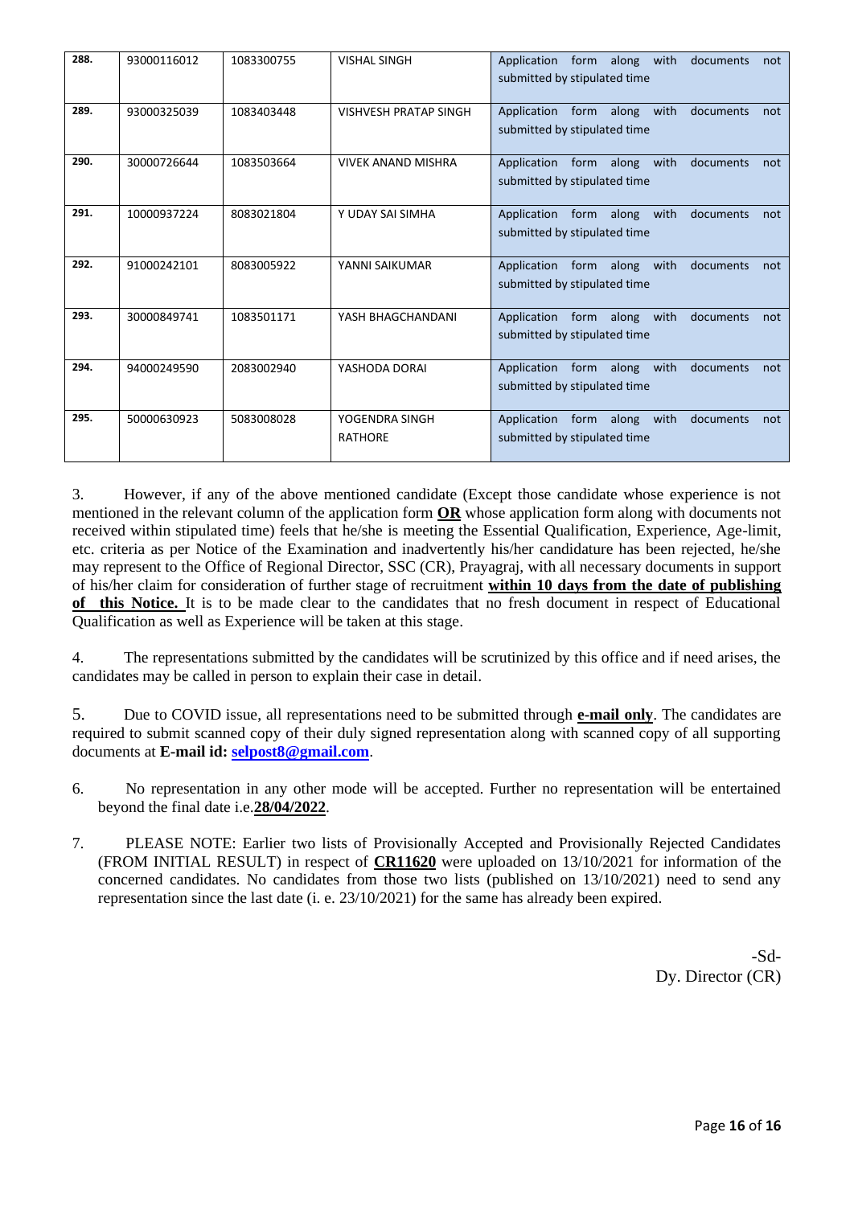| | | | | |
|---|---|---|---|---|
| 288. | 93000116012 | 1083300755 | VISHAL SINGH | Application form along with documents not submitted by stipulated time |
| 289. | 93000325039 | 1083403448 | VISHVESH PRATAP SINGH | Application form along with documents not submitted by stipulated time |
| 290. | 30000726644 | 1083503664 | VIVEK ANAND MISHRA | Application form along with documents not submitted by stipulated time |
| 291. | 10000937224 | 8083021804 | Y UDAY SAI SIMHA | Application form along with documents not submitted by stipulated time |
| 292. | 91000242101 | 8083005922 | YANNI SAIKUMAR | Application form along with documents not submitted by stipulated time |
| 293. | 30000849741 | 1083501171 | YASH BHAGCHANDANI | Application form along with documents not submitted by stipulated time |
| 294. | 94000249590 | 2083002940 | YASHODA DORAI | Application form along with documents not submitted by stipulated time |
| 295. | 50000630923 | 5083008028 | YOGENDRA SINGH RATHORE | Application form along with documents not submitted by stipulated time |

3. However, if any of the above mentioned candidate (Except those candidate whose experience is not mentioned in the relevant column of the application form **OR** whose application form along with documents not received within stipulated time) feels that he/she is meeting the Essential Qualification, Experience, Age-limit, etc. criteria as per Notice of the Examination and inadvertently his/her candidature has been rejected, he/she may represent to the Office of Regional Director, SSC (CR), Prayagraj, with all necessary documents in support of his/her claim for consideration of further stage of recruitment **within 10 days from the date of publishing of this Notice.** It is to be made clear to the candidates that no fresh document in respect of Educational Qualification as well as Experience will be taken at this stage.

4. The representations submitted by the candidates will be scrutinized by this office and if need arises, the candidates may be called in person to explain their case in detail.

5. Due to COVID issue, all representations need to be submitted through **e-mail only**. The candidates are required to submit scanned copy of their duly signed representation along with scanned copy of all supporting documents at **E-mail id: selpost8@gmail.com**.

6. No representation in any other mode will be accepted. Further no representation will be entertained beyond the final date i.e.**28/04/2022**.

7. PLEASE NOTE: Earlier two lists of Provisionally Accepted and Provisionally Rejected Candidates (FROM INITIAL RESULT) in respect of **CR11620** were uploaded on 13/10/2021 for information of the concerned candidates. No candidates from those two lists (published on 13/10/2021) need to send any representation since the last date (i. e. 23/10/2021) for the same has already been expired.

-Sd-
Dy. Director (CR)